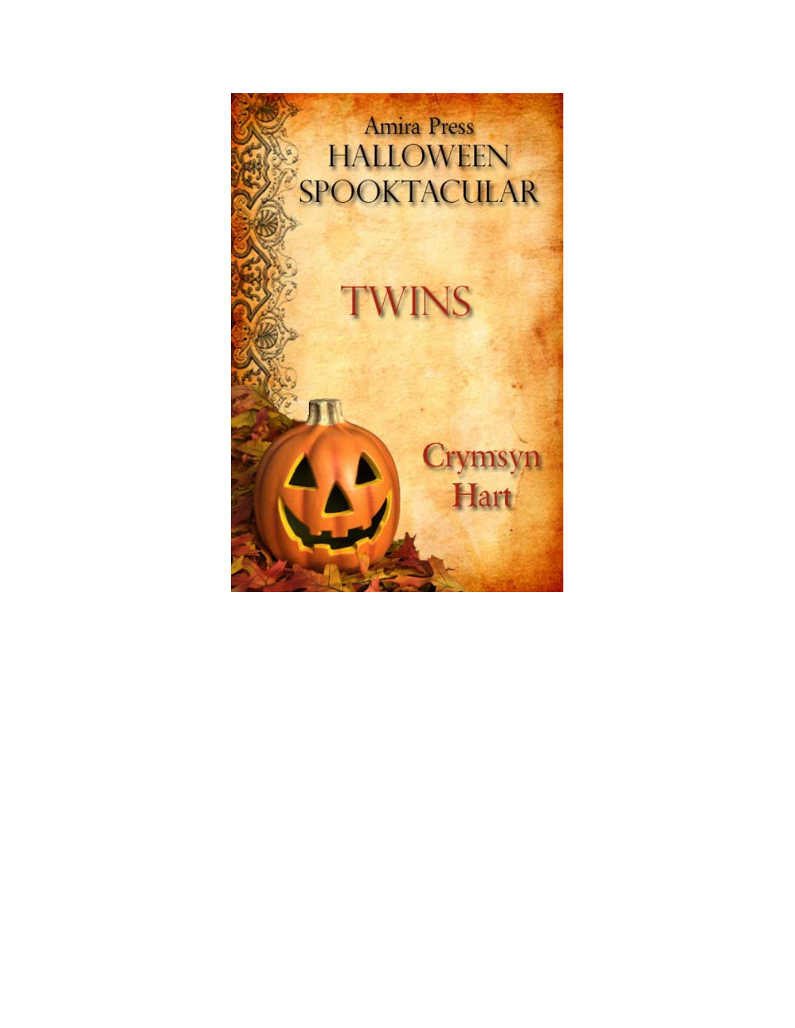Amira Press

# HALLOWEEN SPOOKTACULAR

# TWINS

Crymsyn Hart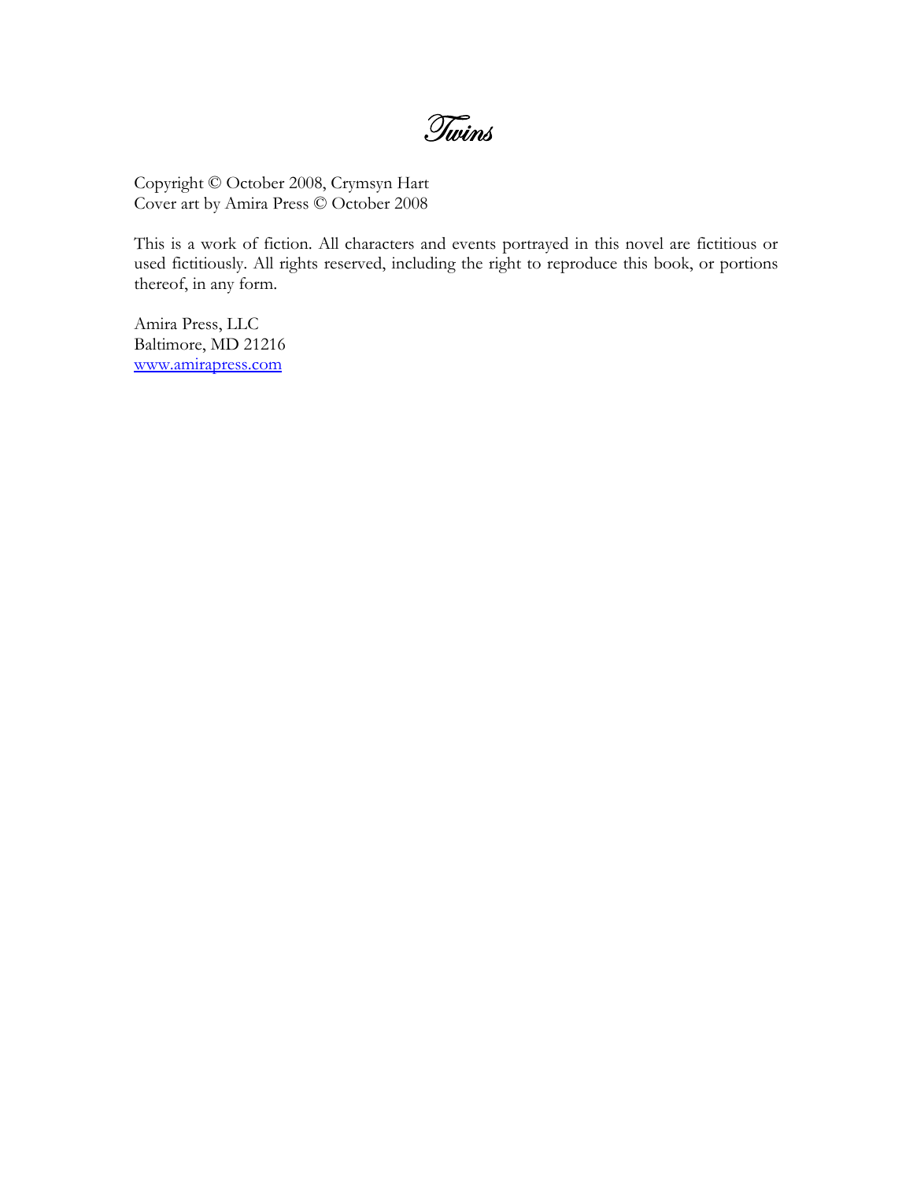# *Twins*

Copyright © October 2008, Crymsyn Hart
Cover art by Amira Press © October 2008

This is a work of fiction. All characters and events portrayed in this novel are fictitious or used fictitiously. All rights reserved, including the right to reproduce this book, or portions thereof, in any form.

Amira Press, LLC
Baltimore, MD 21216
www.amirapress.com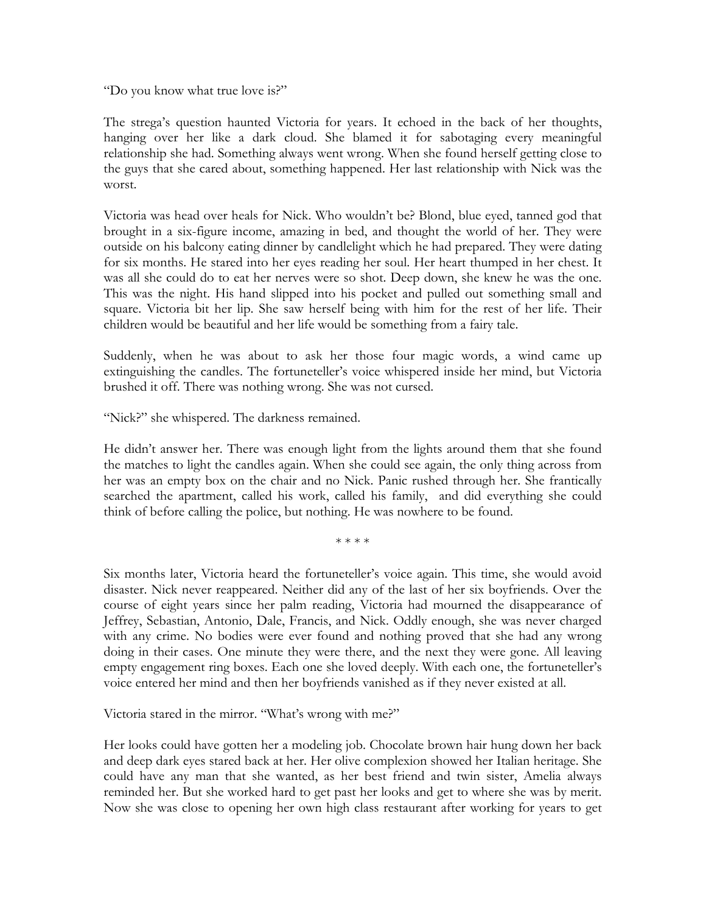"Do you know what true love is?"

The strega's question haunted Victoria for years. It echoed in the back of her thoughts, hanging over her like a dark cloud. She blamed it for sabotaging every meaningful relationship she had. Something always went wrong. When she found herself getting close to the guys that she cared about, something happened. Her last relationship with Nick was the worst.

Victoria was head over heals for Nick. Who wouldn't be? Blond, blue eyed, tanned god that brought in a six-figure income, amazing in bed, and thought the world of her. They were outside on his balcony eating dinner by candlelight which he had prepared. They were dating for six months. He stared into her eyes reading her soul. Her heart thumped in her chest. It was all she could do to eat her nerves were so shot. Deep down, she knew he was the one. This was the night. His hand slipped into his pocket and pulled out something small and square. Victoria bit her lip. She saw herself being with him for the rest of her life. Their children would be beautiful and her life would be something from a fairy tale.

Suddenly, when he was about to ask her those four magic words, a wind came up extinguishing the candles. The fortuneteller's voice whispered inside her mind, but Victoria brushed it off. There was nothing wrong. She was not cursed.

"Nick?" she whispered. The darkness remained.

He didn't answer her. There was enough light from the lights around them that she found the matches to light the candles again. When she could see again, the only thing across from her was an empty box on the chair and no Nick. Panic rushed through her. She frantically searched the apartment, called his work, called his family, and did everything she could think of before calling the police, but nothing. He was nowhere to be found.

\* \* \* \*

Six months later, Victoria heard the fortuneteller's voice again. This time, she would avoid disaster. Nick never reappeared. Neither did any of the last of her six boyfriends. Over the course of eight years since her palm reading, Victoria had mourned the disappearance of Jeffrey, Sebastian, Antonio, Dale, Francis, and Nick. Oddly enough, she was never charged with any crime. No bodies were ever found and nothing proved that she had any wrong doing in their cases. One minute they were there, and the next they were gone. All leaving empty engagement ring boxes. Each one she loved deeply. With each one, the fortuneteller's voice entered her mind and then her boyfriends vanished as if they never existed at all.

Victoria stared in the mirror. "What's wrong with me?"

Her looks could have gotten her a modeling job. Chocolate brown hair hung down her back and deep dark eyes stared back at her. Her olive complexion showed her Italian heritage. She could have any man that she wanted, as her best friend and twin sister, Amelia always reminded her. But she worked hard to get past her looks and get to where she was by merit. Now she was close to opening her own high class restaurant after working for years to get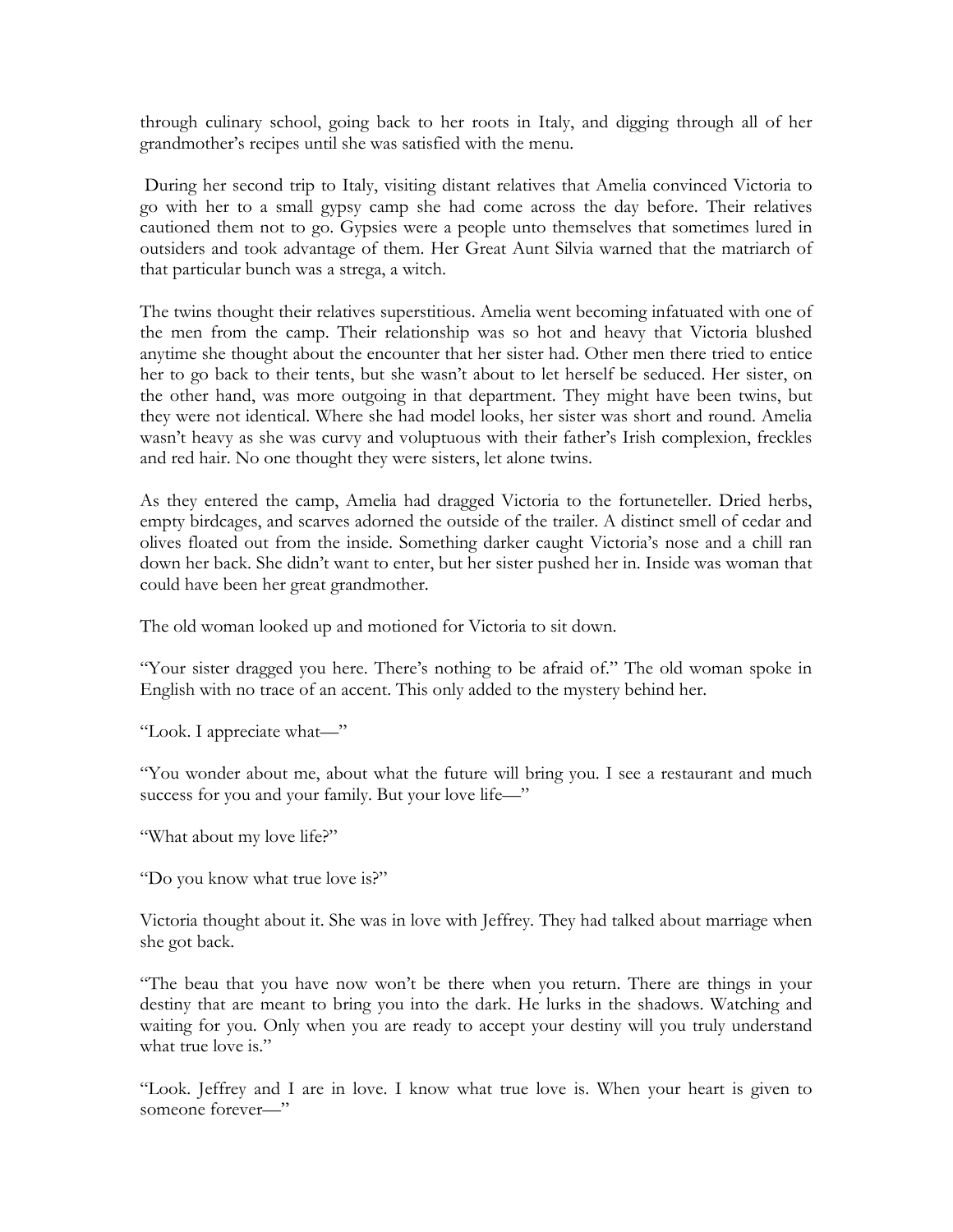through culinary school, going back to her roots in Italy, and digging through all of her grandmother's recipes until she was satisfied with the menu.

During her second trip to Italy, visiting distant relatives that Amelia convinced Victoria to go with her to a small gypsy camp she had come across the day before. Their relatives cautioned them not to go. Gypsies were a people unto themselves that sometimes lured in outsiders and took advantage of them. Her Great Aunt Silvia warned that the matriarch of that particular bunch was a strega, a witch.

The twins thought their relatives superstitious. Amelia went becoming infatuated with one of the men from the camp. Their relationship was so hot and heavy that Victoria blushed anytime she thought about the encounter that her sister had. Other men there tried to entice her to go back to their tents, but she wasn't about to let herself be seduced. Her sister, on the other hand, was more outgoing in that department. They might have been twins, but they were not identical. Where she had model looks, her sister was short and round. Amelia wasn't heavy as she was curvy and voluptuous with their father's Irish complexion, freckles and red hair. No one thought they were sisters, let alone twins.

As they entered the camp, Amelia had dragged Victoria to the fortuneteller. Dried herbs, empty birdcages, and scarves adorned the outside of the trailer. A distinct smell of cedar and olives floated out from the inside. Something darker caught Victoria's nose and a chill ran down her back. She didn't want to enter, but her sister pushed her in. Inside was woman that could have been her great grandmother.

The old woman looked up and motioned for Victoria to sit down.

"Your sister dragged you here. There's nothing to be afraid of." The old woman spoke in English with no trace of an accent. This only added to the mystery behind her.

"Look. I appreciate what—"

"You wonder about me, about what the future will bring you. I see a restaurant and much success for you and your family. But your love life—"

"What about my love life?"

"Do you know what true love is?"

Victoria thought about it. She was in love with Jeffrey. They had talked about marriage when she got back.

"The beau that you have now won't be there when you return. There are things in your destiny that are meant to bring you into the dark. He lurks in the shadows. Watching and waiting for you. Only when you are ready to accept your destiny will you truly understand what true love is."

"Look. Jeffrey and I are in love. I know what true love is. When your heart is given to someone forever—"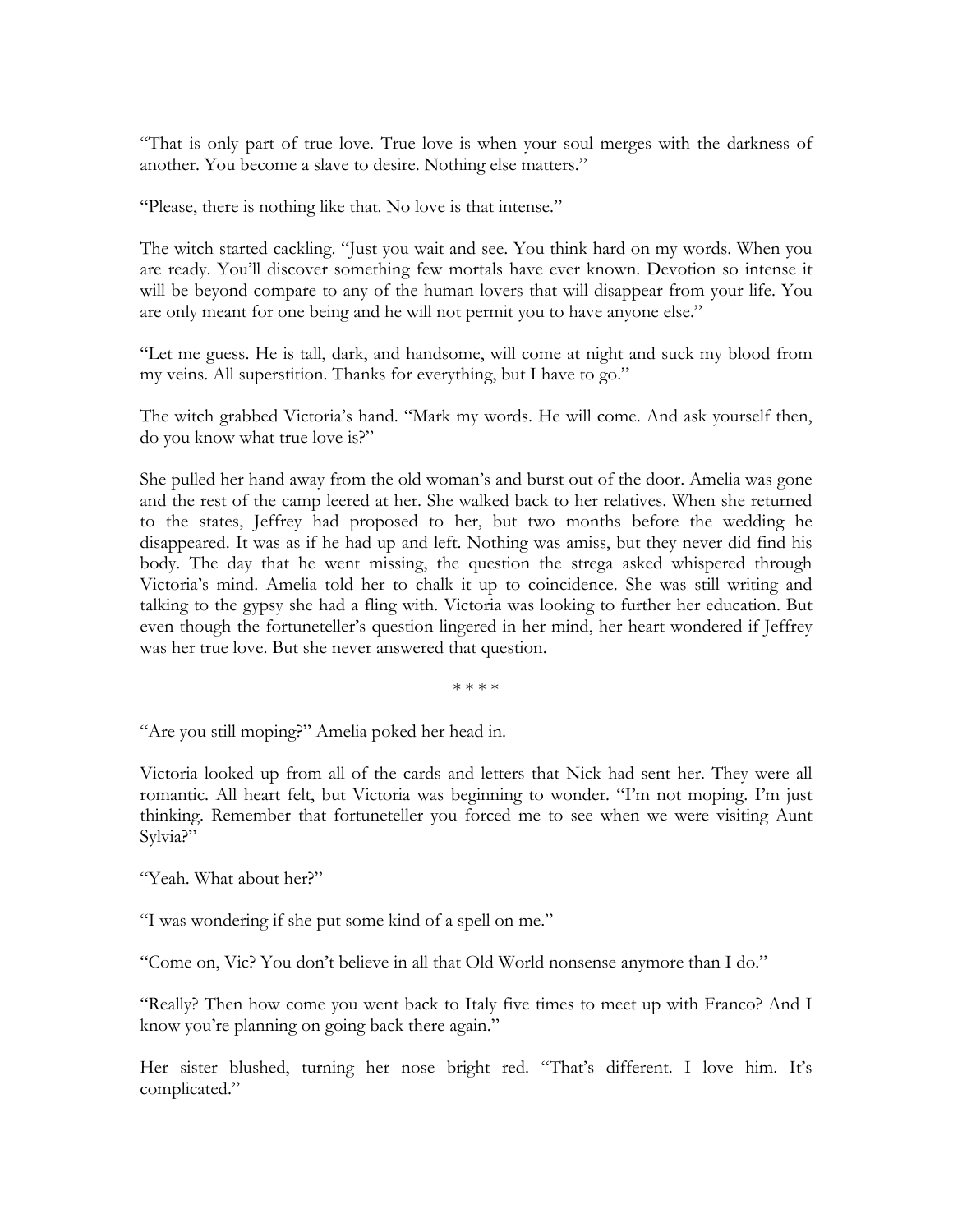"That is only part of true love. True love is when your soul merges with the darkness of another. You become a slave to desire. Nothing else matters."

"Please, there is nothing like that. No love is that intense."

The witch started cackling. "Just you wait and see. You think hard on my words. When you are ready. You'll discover something few mortals have ever known. Devotion so intense it will be beyond compare to any of the human lovers that will disappear from your life. You are only meant for one being and he will not permit you to have anyone else."

"Let me guess. He is tall, dark, and handsome, will come at night and suck my blood from my veins. All superstition. Thanks for everything, but I have to go."

The witch grabbed Victoria's hand. "Mark my words. He will come. And ask yourself then, do you know what true love is?"

She pulled her hand away from the old woman's and burst out of the door. Amelia was gone and the rest of the camp leered at her. She walked back to her relatives. When she returned to the states, Jeffrey had proposed to her, but two months before the wedding he disappeared. It was as if he had up and left. Nothing was amiss, but they never did find his body. The day that he went missing, the question the strega asked whispered through Victoria's mind. Amelia told her to chalk it up to coincidence. She was still writing and talking to the gypsy she had a fling with. Victoria was looking to further her education. But even though the fortuneteller's question lingered in her mind, her heart wondered if Jeffrey was her true love. But she never answered that question.

\* \* \* \*

"Are you still moping?" Amelia poked her head in.

Victoria looked up from all of the cards and letters that Nick had sent her. They were all romantic. All heart felt, but Victoria was beginning to wonder. "I'm not moping. I'm just thinking. Remember that fortuneteller you forced me to see when we were visiting Aunt Sylvia?"

"Yeah. What about her?"

"I was wondering if she put some kind of a spell on me."

"Come on, Vic? You don't believe in all that Old World nonsense anymore than I do."

"Really? Then how come you went back to Italy five times to meet up with Franco? And I know you're planning on going back there again."

Her sister blushed, turning her nose bright red. "That's different. I love him. It's complicated."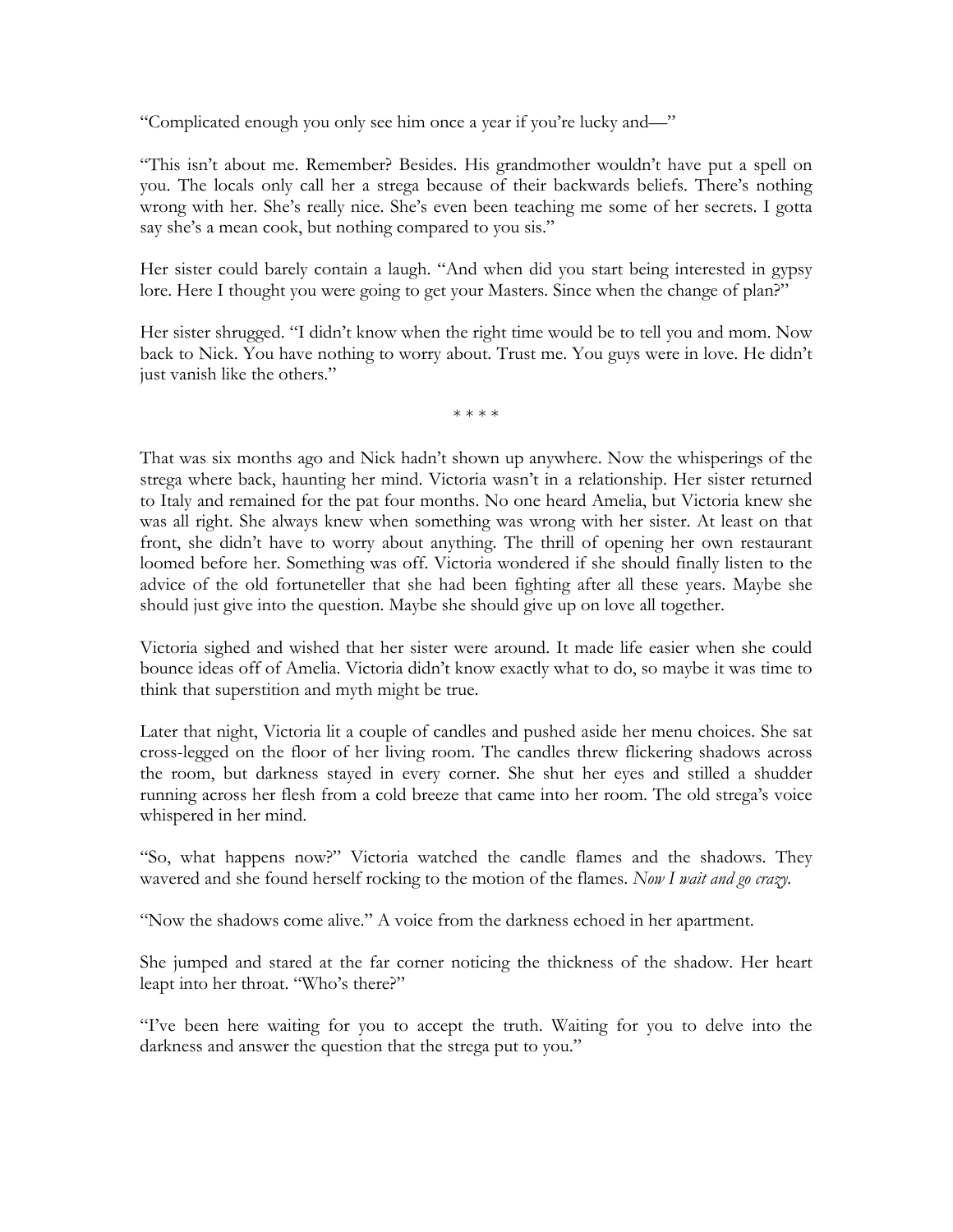"Complicated enough you only see him once a year if you're lucky and—"

"This isn't about me. Remember? Besides. His grandmother wouldn't have put a spell on you. The locals only call her a strega because of their backwards beliefs. There's nothing wrong with her. She's really nice. She's even been teaching me some of her secrets. I gotta say she's a mean cook, but nothing compared to you sis."

Her sister could barely contain a laugh. "And when did you start being interested in gypsy lore. Here I thought you were going to get your Masters. Since when the change of plan?"

Her sister shrugged. "I didn't know when the right time would be to tell you and mom. Now back to Nick. You have nothing to worry about. Trust me. You guys were in love. He didn't just vanish like the others."

\* \* \* \*

That was six months ago and Nick hadn't shown up anywhere. Now the whisperings of the strega where back, haunting her mind. Victoria wasn't in a relationship. Her sister returned to Italy and remained for the pat four months. No one heard Amelia, but Victoria knew she was all right. She always knew when something was wrong with her sister. At least on that front, she didn't have to worry about anything. The thrill of opening her own restaurant loomed before her. Something was off. Victoria wondered if she should finally listen to the advice of the old fortuneteller that she had been fighting after all these years. Maybe she should just give into the question. Maybe she should give up on love all together.

Victoria sighed and wished that her sister were around. It made life easier when she could bounce ideas off of Amelia. Victoria didn't know exactly what to do, so maybe it was time to think that superstition and myth might be true.

Later that night, Victoria lit a couple of candles and pushed aside her menu choices. She sat cross-legged on the floor of her living room. The candles threw flickering shadows across the room, but darkness stayed in every corner. She shut her eyes and stilled a shudder running across her flesh from a cold breeze that came into her room. The old strega's voice whispered in her mind.

"So, what happens now?" Victoria watched the candle flames and the shadows. They wavered and she found herself rocking to the motion of the flames. *Now I wait and go crazy.*

"Now the shadows come alive." A voice from the darkness echoed in her apartment.

She jumped and stared at the far corner noticing the thickness of the shadow. Her heart leapt into her throat. "Who's there?"

"I've been here waiting for you to accept the truth. Waiting for you to delve into the darkness and answer the question that the strega put to you."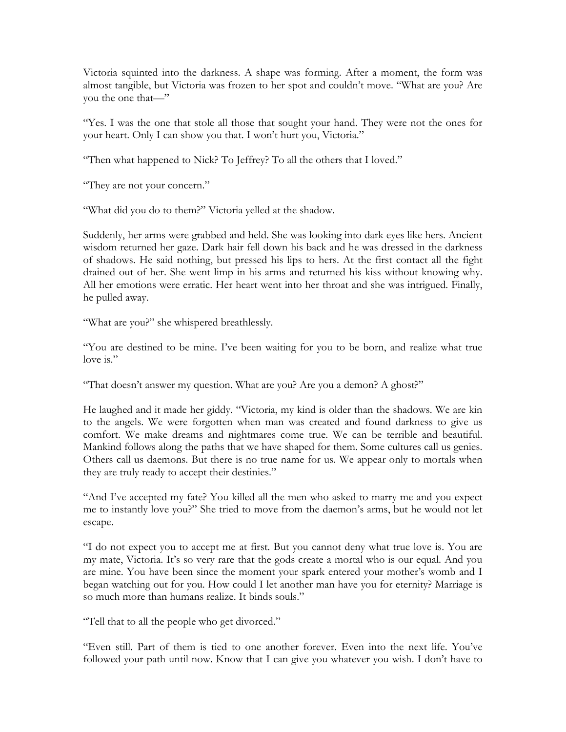Victoria squinted into the darkness. A shape was forming. After a moment, the form was almost tangible, but Victoria was frozen to her spot and couldn't move. "What are you? Are you the one that—"

"Yes. I was the one that stole all those that sought your hand. They were not the ones for your heart. Only I can show you that. I won't hurt you, Victoria."

"Then what happened to Nick? To Jeffrey? To all the others that I loved."

"They are not your concern."

"What did you do to them?" Victoria yelled at the shadow.

Suddenly, her arms were grabbed and held. She was looking into dark eyes like hers. Ancient wisdom returned her gaze. Dark hair fell down his back and he was dressed in the darkness of shadows. He said nothing, but pressed his lips to hers. At the first contact all the fight drained out of her. She went limp in his arms and returned his kiss without knowing why. All her emotions were erratic. Her heart went into her throat and she was intrigued. Finally, he pulled away.

"What are you?" she whispered breathlessly.

"You are destined to be mine. I've been waiting for you to be born, and realize what true love is."

"That doesn't answer my question. What are you? Are you a demon? A ghost?"

He laughed and it made her giddy. "Victoria, my kind is older than the shadows. We are kin to the angels. We were forgotten when man was created and found darkness to give us comfort. We make dreams and nightmares come true. We can be terrible and beautiful. Mankind follows along the paths that we have shaped for them. Some cultures call us genies. Others call us daemons. But there is no true name for us. We appear only to mortals when they are truly ready to accept their destinies."

"And I've accepted my fate? You killed all the men who asked to marry me and you expect me to instantly love you?" She tried to move from the daemon's arms, but he would not let escape.

"I do not expect you to accept me at first. But you cannot deny what true love is. You are my mate, Victoria. It's so very rare that the gods create a mortal who is our equal. And you are mine. You have been since the moment your spark entered your mother's womb and I began watching out for you. How could I let another man have you for eternity? Marriage is so much more than humans realize. It binds souls."

"Tell that to all the people who get divorced."

"Even still. Part of them is tied to one another forever. Even into the next life. You've followed your path until now. Know that I can give you whatever you wish. I don't have to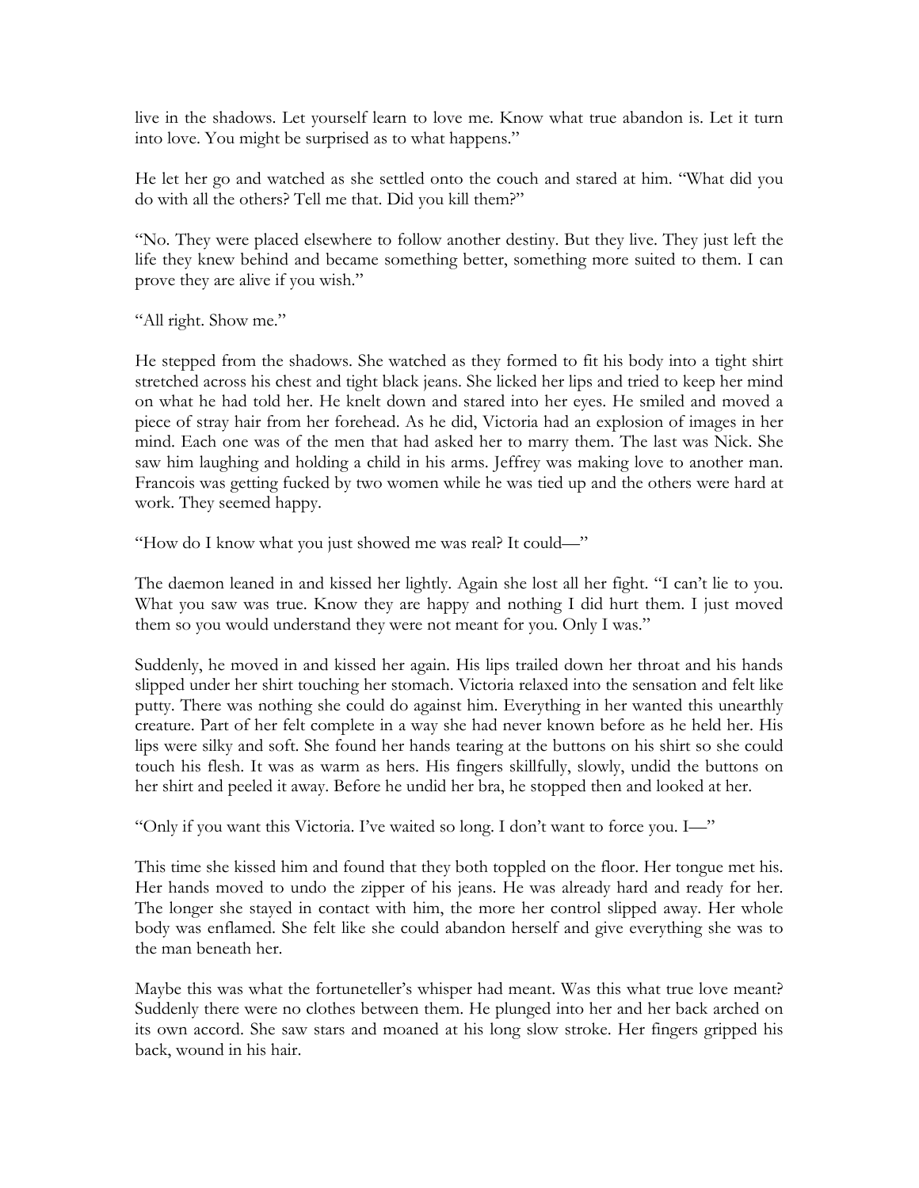live in the shadows. Let yourself learn to love me. Know what true abandon is. Let it turn into love. You might be surprised as to what happens."

He let her go and watched as she settled onto the couch and stared at him. "What did you do with all the others? Tell me that. Did you kill them?"

"No. They were placed elsewhere to follow another destiny. But they live. They just left the life they knew behind and became something better, something more suited to them. I can prove they are alive if you wish."

"All right. Show me."

He stepped from the shadows. She watched as they formed to fit his body into a tight shirt stretched across his chest and tight black jeans. She licked her lips and tried to keep her mind on what he had told her. He knelt down and stared into her eyes. He smiled and moved a piece of stray hair from her forehead. As he did, Victoria had an explosion of images in her mind. Each one was of the men that had asked her to marry them. The last was Nick. She saw him laughing and holding a child in his arms. Jeffrey was making love to another man. Francois was getting fucked by two women while he was tied up and the others were hard at work. They seemed happy.

"How do I know what you just showed me was real? It could—"

The daemon leaned in and kissed her lightly. Again she lost all her fight. "I can't lie to you. What you saw was true. Know they are happy and nothing I did hurt them. I just moved them so you would understand they were not meant for you. Only I was."

Suddenly, he moved in and kissed her again. His lips trailed down her throat and his hands slipped under her shirt touching her stomach. Victoria relaxed into the sensation and felt like putty. There was nothing she could do against him. Everything in her wanted this unearthly creature. Part of her felt complete in a way she had never known before as he held her. His lips were silky and soft. She found her hands tearing at the buttons on his shirt so she could touch his flesh. It was as warm as hers. His fingers skillfully, slowly, undid the buttons on her shirt and peeled it away. Before he undid her bra, he stopped then and looked at her.

"Only if you want this Victoria. I've waited so long. I don't want to force you. I—"

This time she kissed him and found that they both toppled on the floor. Her tongue met his. Her hands moved to undo the zipper of his jeans. He was already hard and ready for her. The longer she stayed in contact with him, the more her control slipped away. Her whole body was enflamed. She felt like she could abandon herself and give everything she was to the man beneath her.

Maybe this was what the fortuneteller's whisper had meant. Was this what true love meant? Suddenly there were no clothes between them. He plunged into her and her back arched on its own accord. She saw stars and moaned at his long slow stroke. Her fingers gripped his back, wound in his hair.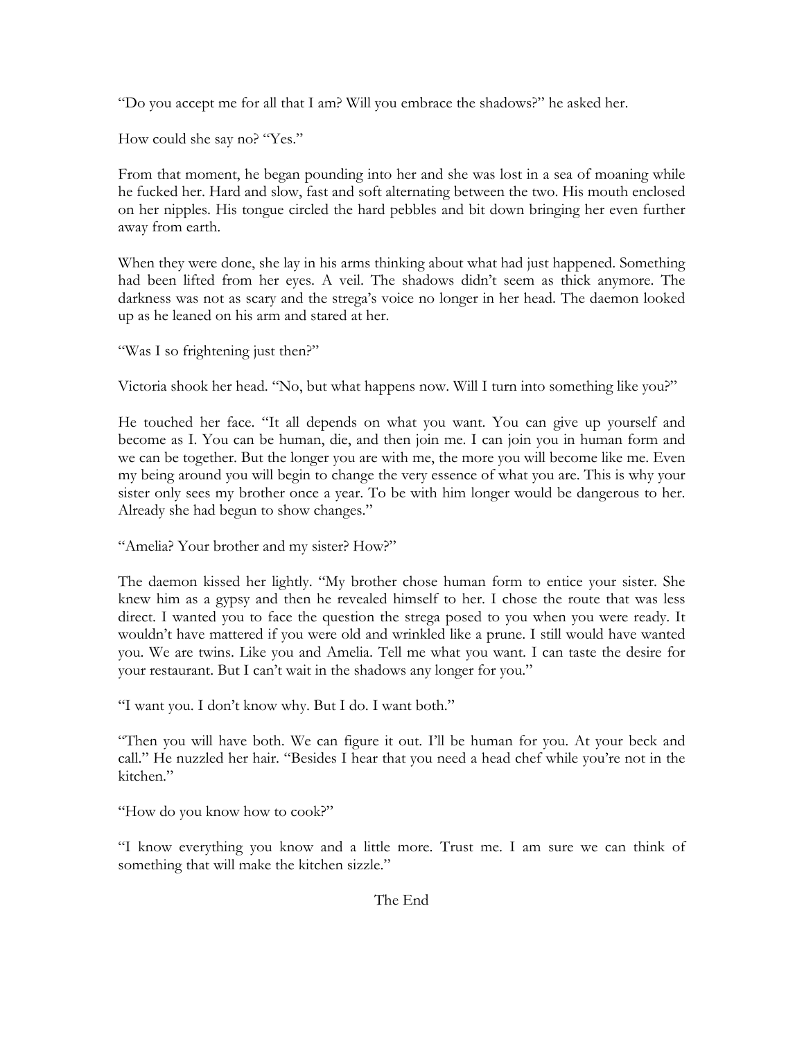"Do you accept me for all that I am? Will you embrace the shadows?" he asked her.

How could she say no? "Yes."

From that moment, he began pounding into her and she was lost in a sea of moaning while he fucked her. Hard and slow, fast and soft alternating between the two. His mouth enclosed on her nipples. His tongue circled the hard pebbles and bit down bringing her even further away from earth.

When they were done, she lay in his arms thinking about what had just happened. Something had been lifted from her eyes. A veil. The shadows didn't seem as thick anymore. The darkness was not as scary and the strega's voice no longer in her head. The daemon looked up as he leaned on his arm and stared at her.

"Was I so frightening just then?"

Victoria shook her head. "No, but what happens now. Will I turn into something like you?"

He touched her face. "It all depends on what you want. You can give up yourself and become as I. You can be human, die, and then join me. I can join you in human form and we can be together. But the longer you are with me, the more you will become like me. Even my being around you will begin to change the very essence of what you are. This is why your sister only sees my brother once a year. To be with him longer would be dangerous to her. Already she had begun to show changes."

"Amelia? Your brother and my sister? How?"

The daemon kissed her lightly. "My brother chose human form to entice your sister. She knew him as a gypsy and then he revealed himself to her. I chose the route that was less direct. I wanted you to face the question the strega posed to you when you were ready. It wouldn't have mattered if you were old and wrinkled like a prune. I still would have wanted you. We are twins. Like you and Amelia. Tell me what you want. I can taste the desire for your restaurant. But I can't wait in the shadows any longer for you."

"I want you. I don't know why. But I do. I want both."

"Then you will have both. We can figure it out. I'll be human for you. At your beck and call." He nuzzled her hair. "Besides I hear that you need a head chef while you're not in the kitchen."

"How do you know how to cook?"

"I know everything you know and a little more. Trust me. I am sure we can think of something that will make the kitchen sizzle."

The End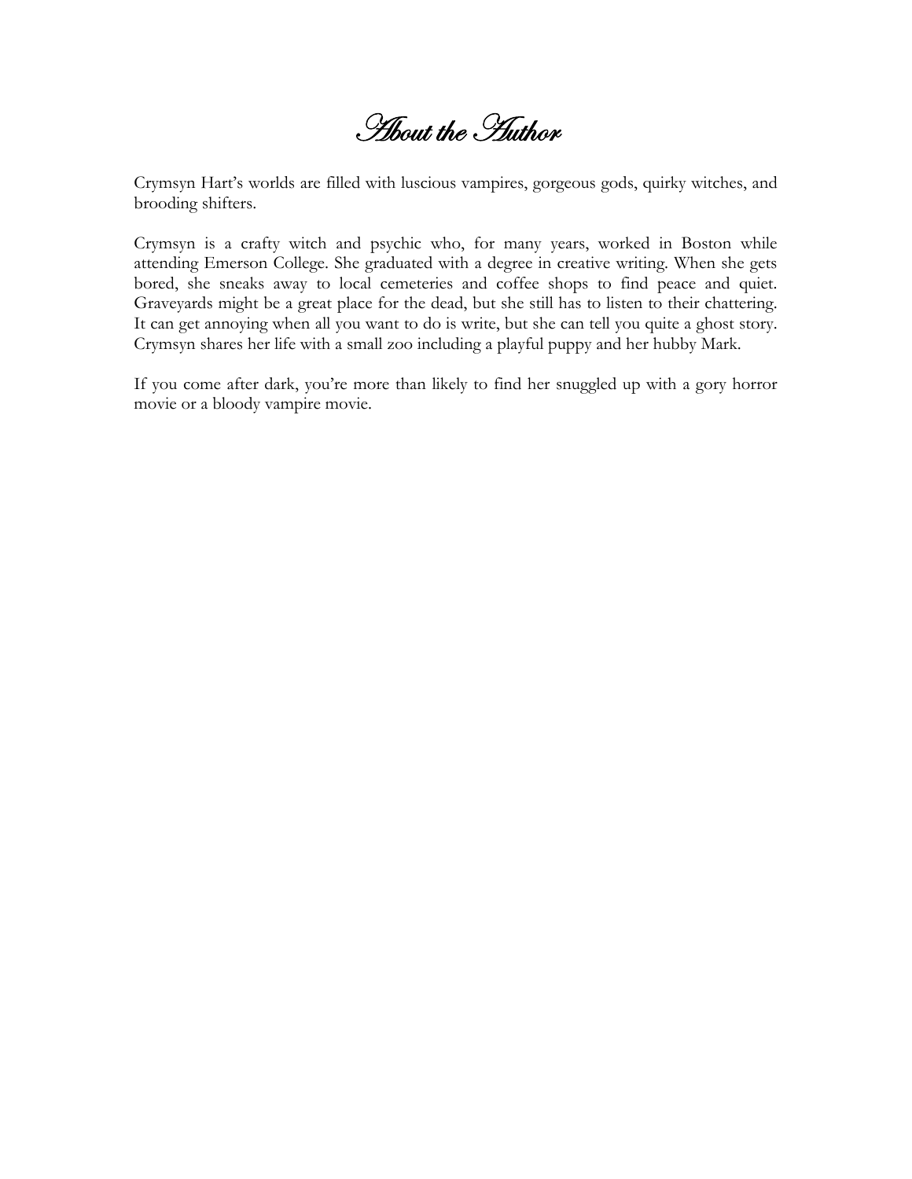# About the Author

Crymsyn Hart's worlds are filled with luscious vampires, gorgeous gods, quirky witches, and brooding shifters.

Crymsyn is a crafty witch and psychic who, for many years, worked in Boston while attending Emerson College. She graduated with a degree in creative writing. When she gets bored, she sneaks away to local cemeteries and coffee shops to find peace and quiet. Graveyards might be a great place for the dead, but she still has to listen to their chattering. It can get annoying when all you want to do is write, but she can tell you quite a ghost story. Crymsyn shares her life with a small zoo including a playful puppy and her hubby Mark.

If you come after dark, you're more than likely to find her snuggled up with a gory horror movie or a bloody vampire movie.